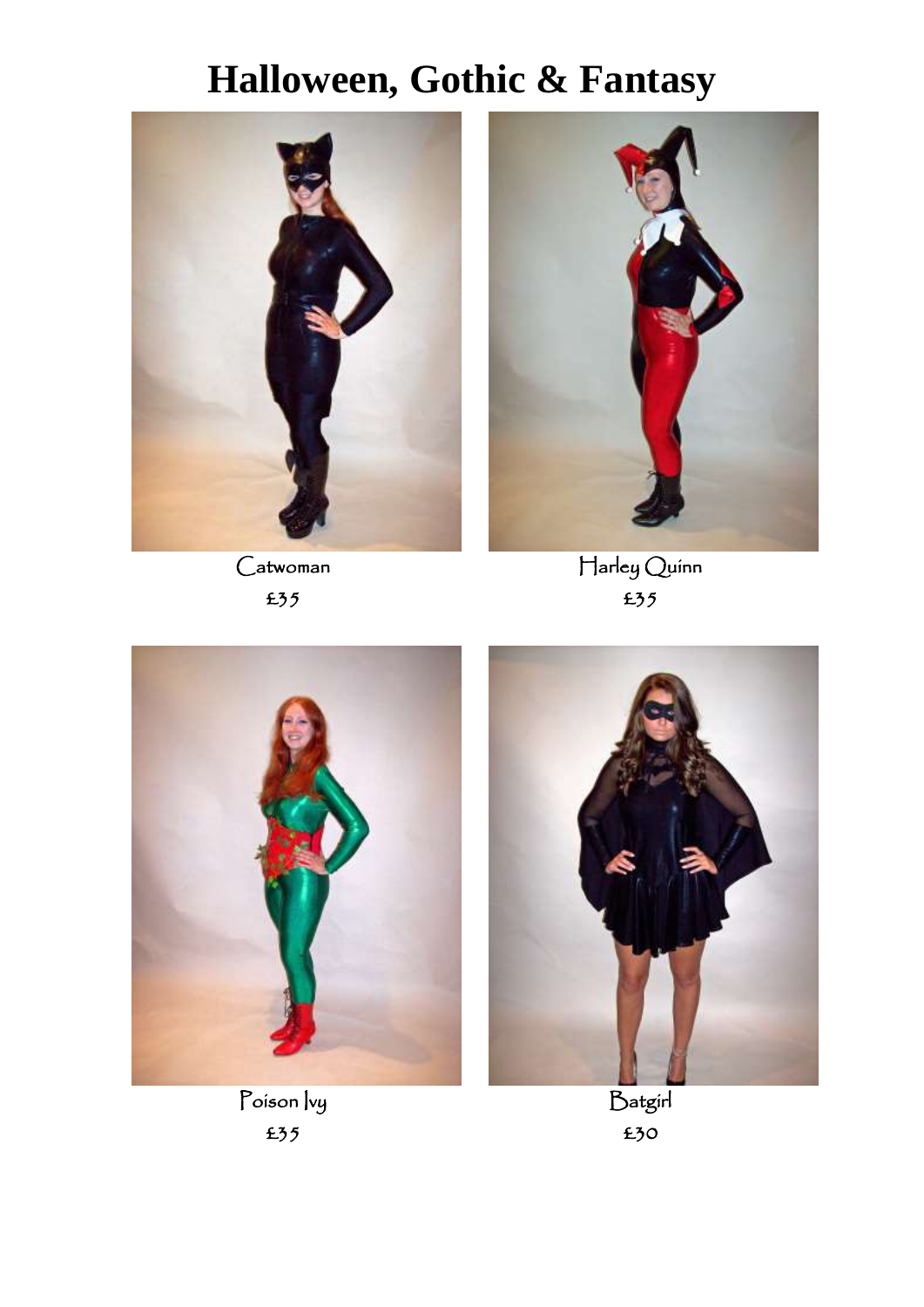# Halloween, Gothic & Fantasy

Catwoman

£35

Harley Quinn

£35

Poison Ivy

£35

Batgirl

£30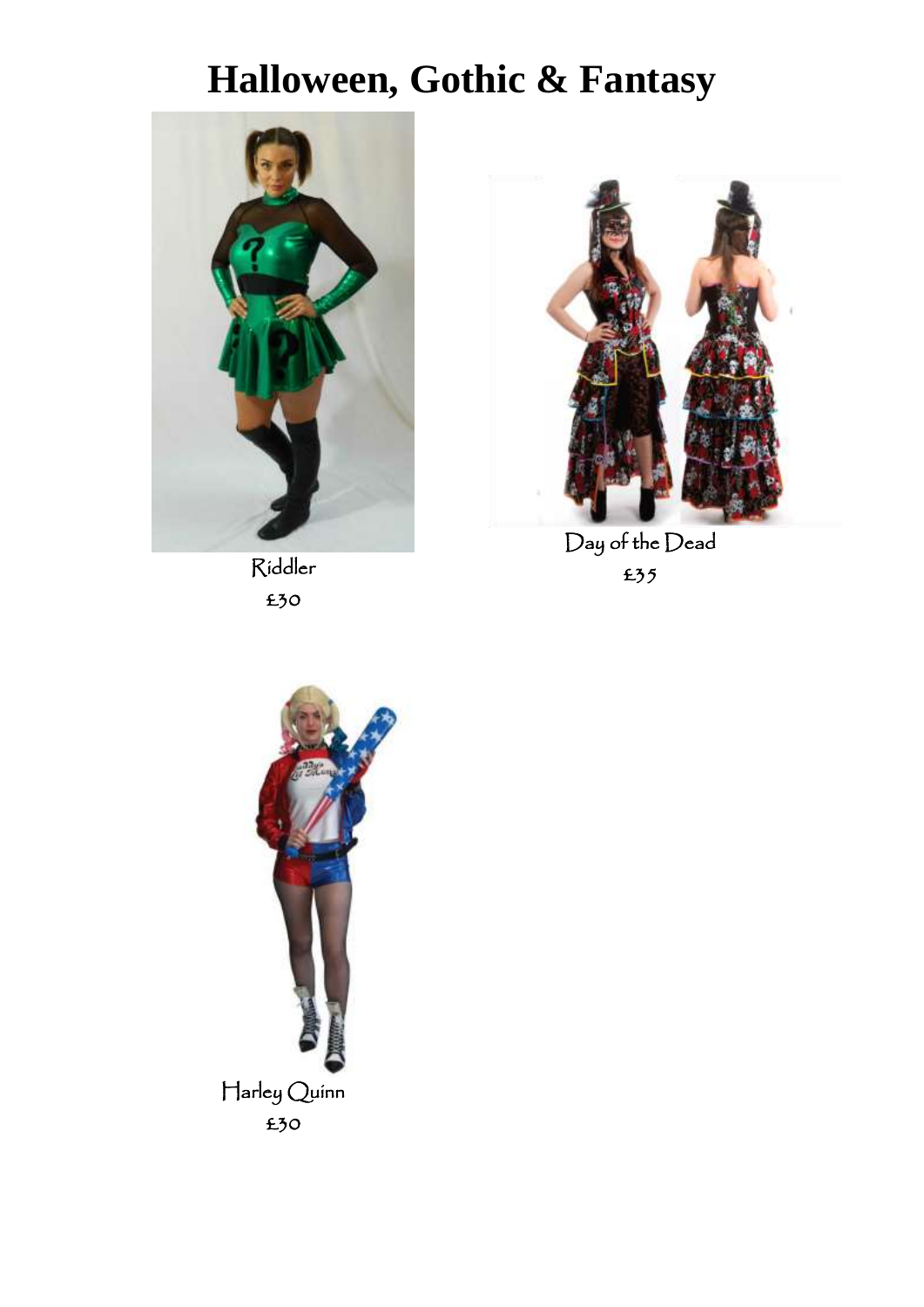# Halloween, Gothic & Fantasy

Riddler
£30

Day of the Dead
£35

Harley Quinn
£30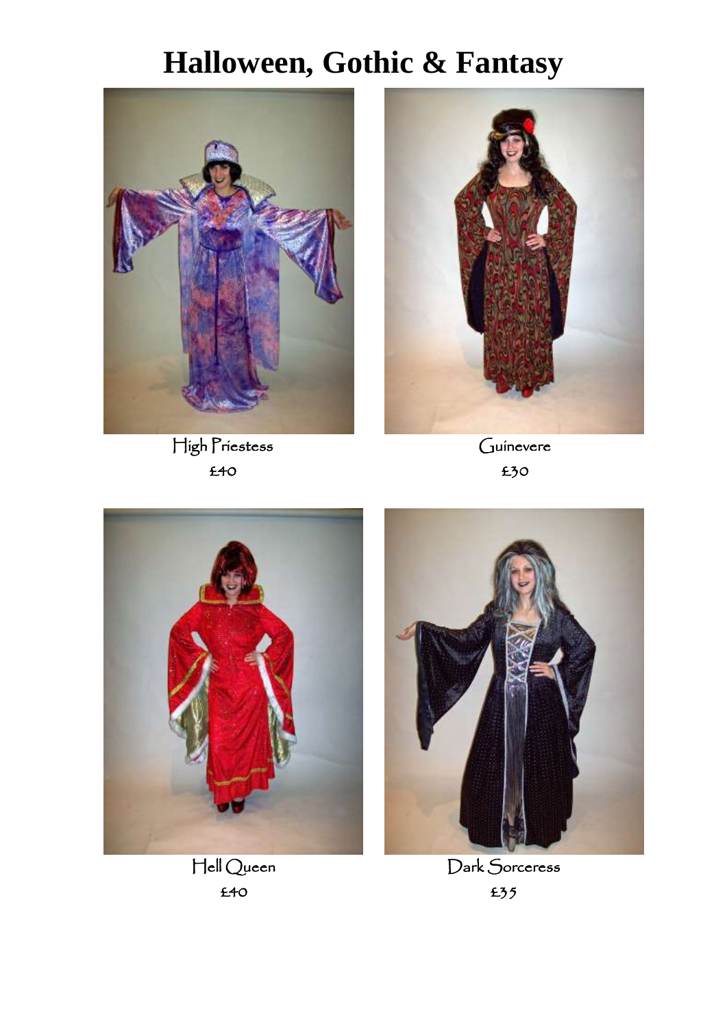# Halloween, Gothic & Fantasy

High Priestess

£40

Guinevere

£30

Hell Queen

£40

Dark Sorceress

£35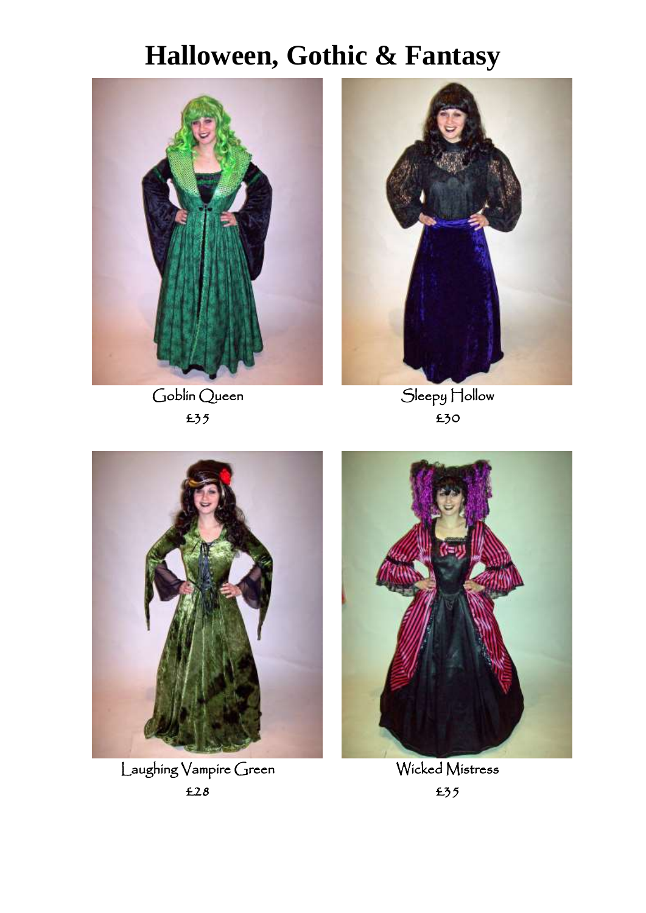# Halloween, Gothic & Fantasy

Goblin Queen

£35

Sleepy Hollow

£30

Laughing Vampire Green

£28

Wicked Mistress

£35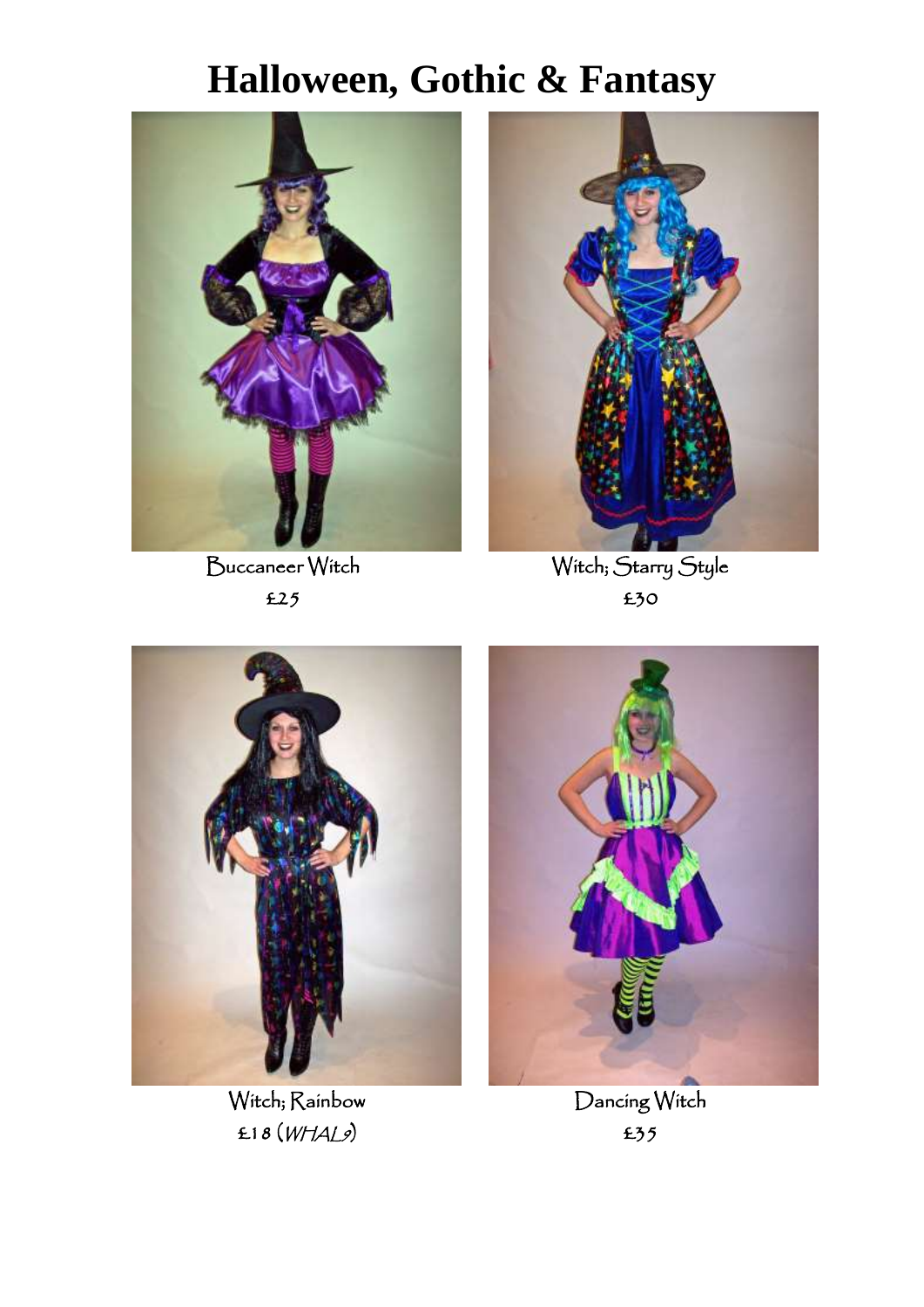# Halloween, Gothic & Fantasy

Buccaneer Witch
£25

Witch; Starry Style
£30

Witch; Rainbow
£18 (*WHAL9*)

Dancing Witch
£35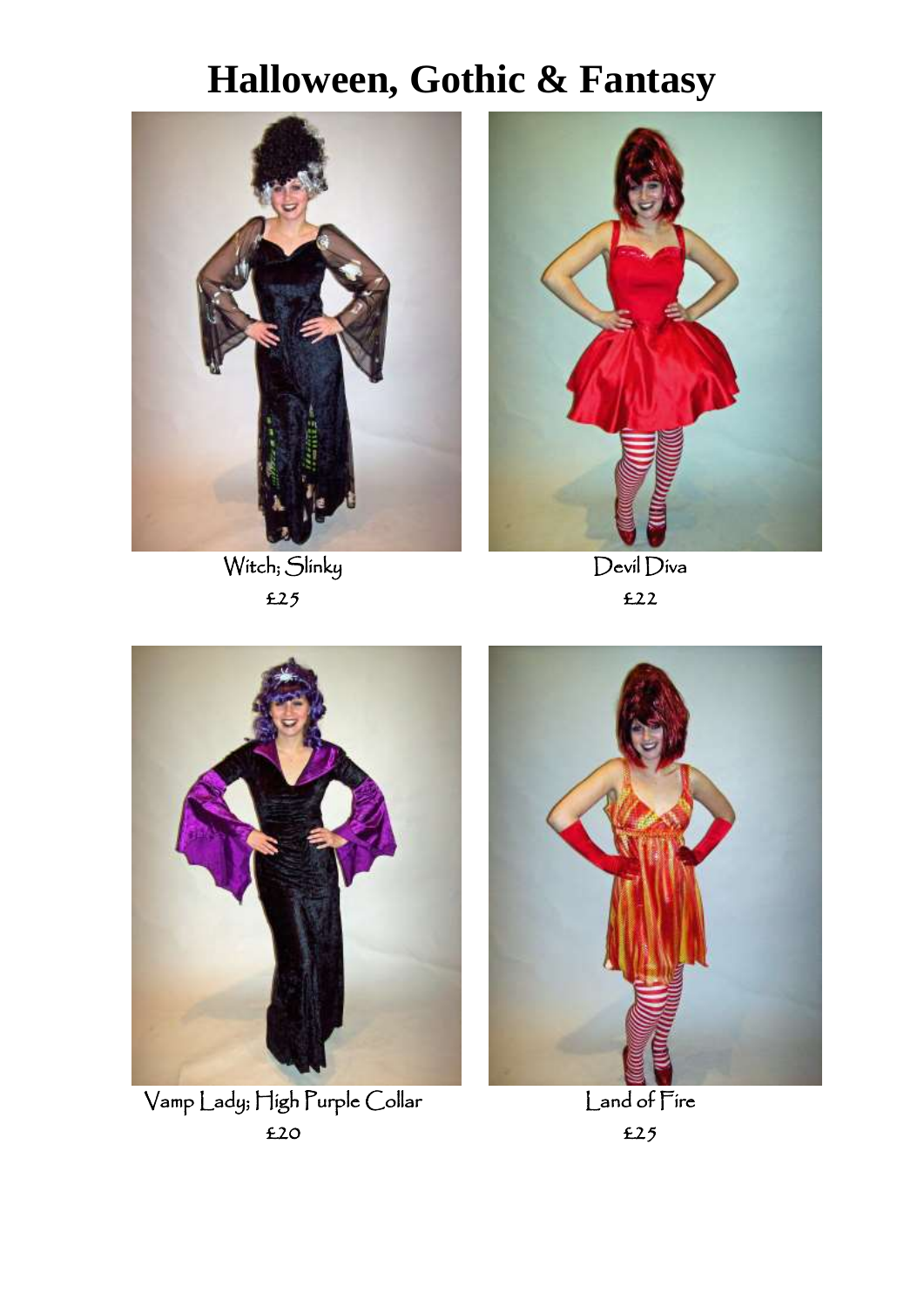# Halloween, Gothic & Fantasy

Witch; Slinky

£25

Devil Diva

£22

Vamp Lady; High Purple Collar

£20

Land of Fire

£25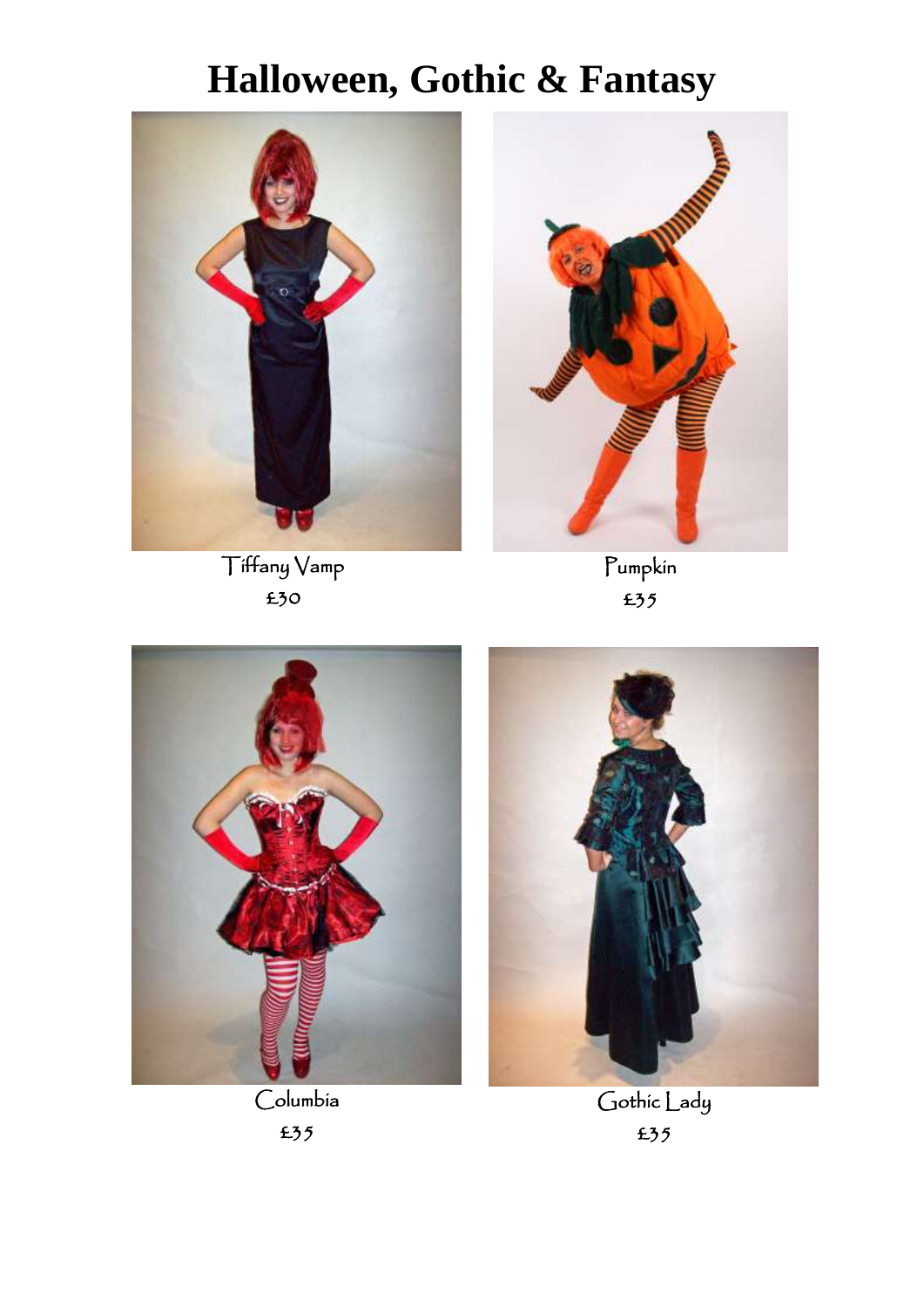# Halloween, Gothic & Fantasy

Tiffany Vamp
£30

Pumpkin
£35

Columbia
£35

Gothic Lady
£35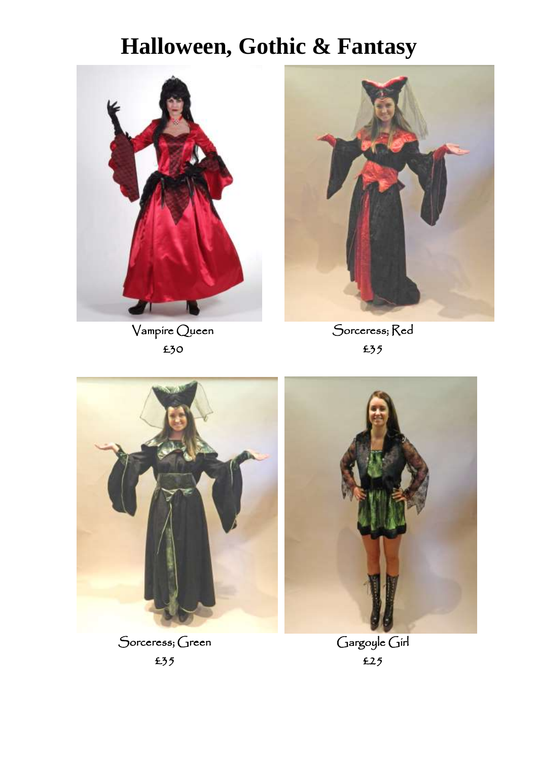# Halloween, Gothic & Fantasy

Vampire Queen
£30

Sorceress; Red
£35

Sorceress; Green
£35

Gargoyle Girl
£25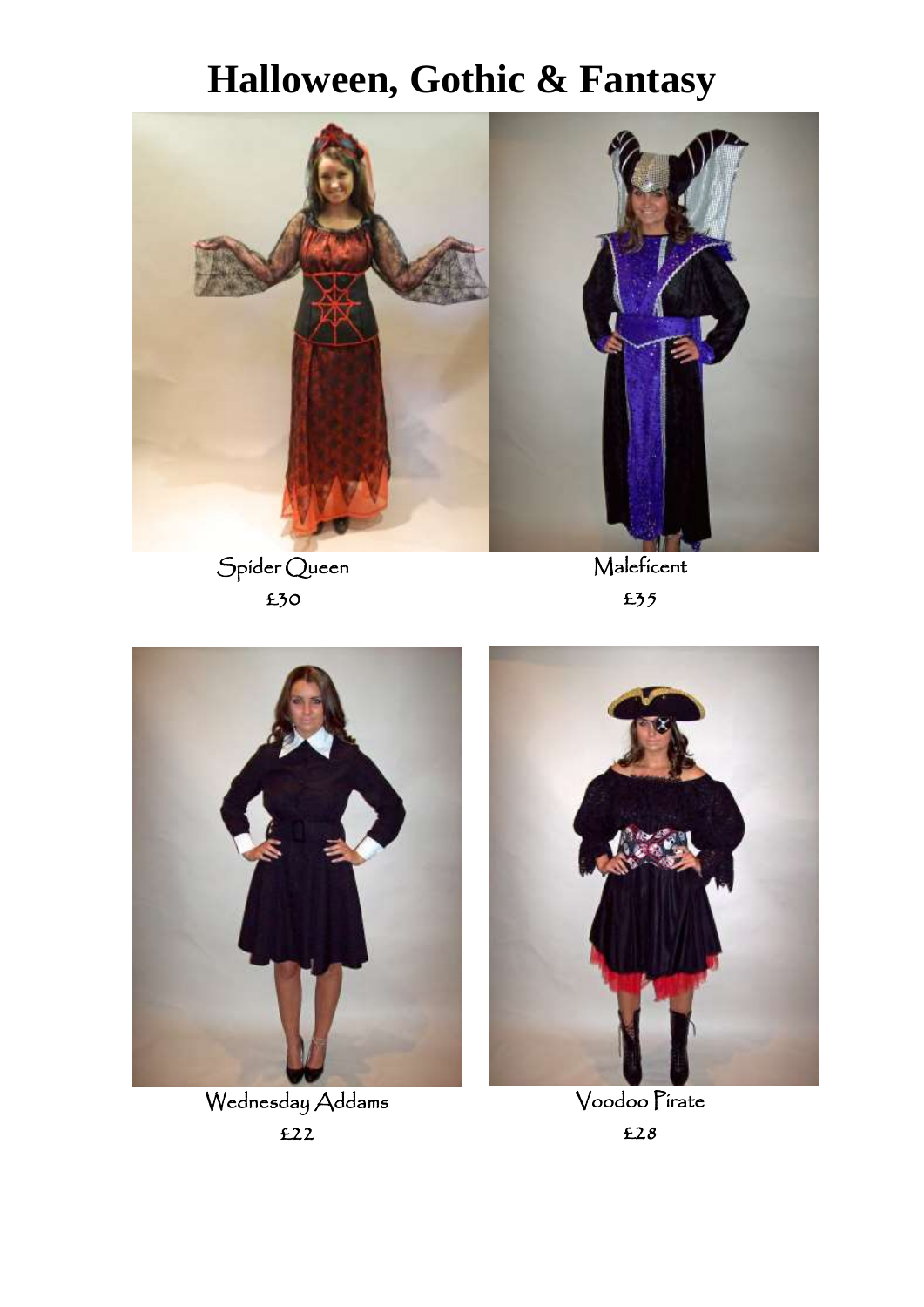# Halloween, Gothic & Fantasy

Spider Queen
£30

Maleficent
£35

Wednesday Addams
£22

Voodoo Pirate
£28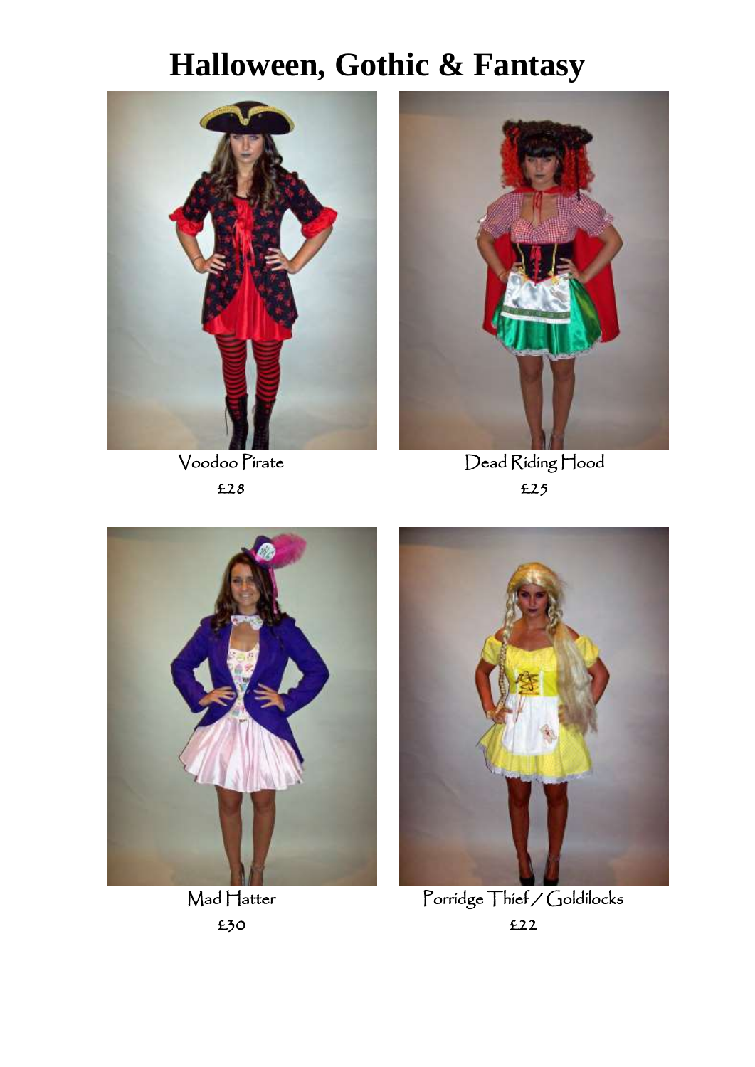# Halloween, Gothic & Fantasy

Voodoo Pirate

£28

Dead Riding Hood

£25

Mad Hatter

£30

Porridge Thief / Goldilocks

£22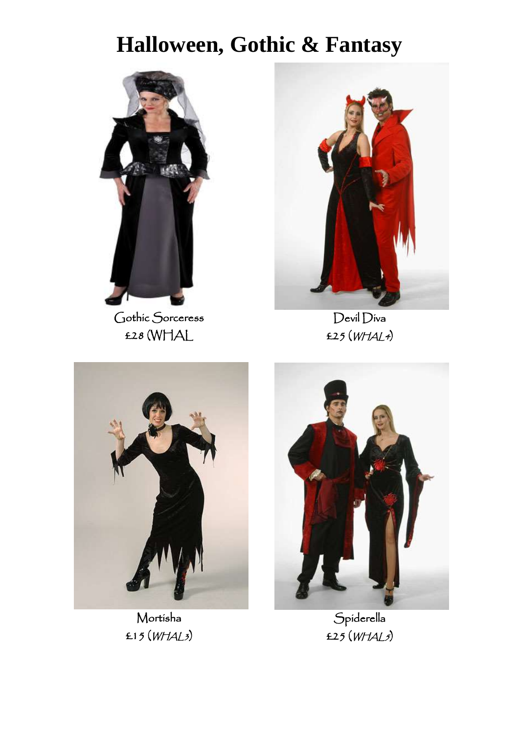# Halloween, Gothic & Fantasy

Gothic Sorceress
£28 (WHAL

Devil Diva
£25 (*WHAL4*)

Mortisha
£15 (*WHAL3*)

Spiderella
£25 (*WHAL5*)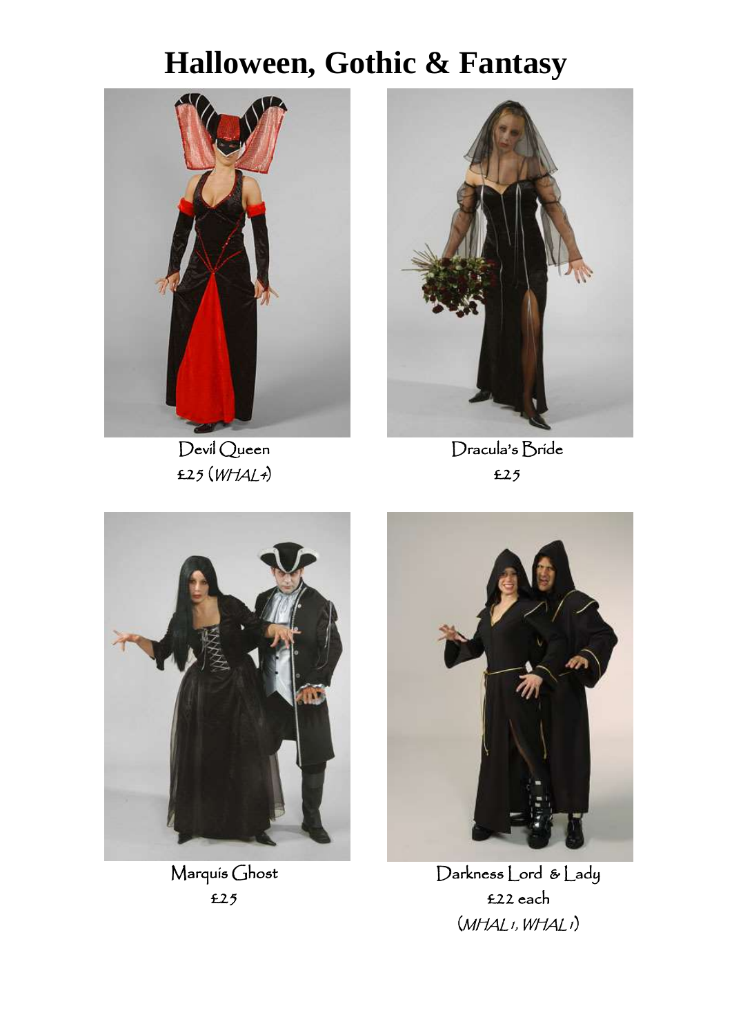# Halloween, Gothic & Fantasy

Devil Queen
£25 (*WHAL4*)

Dracula's Bride
£25

Marquis Ghost
£25

Darkness Lord & Lady
£22 each
(*MHAL1, WHAL1*)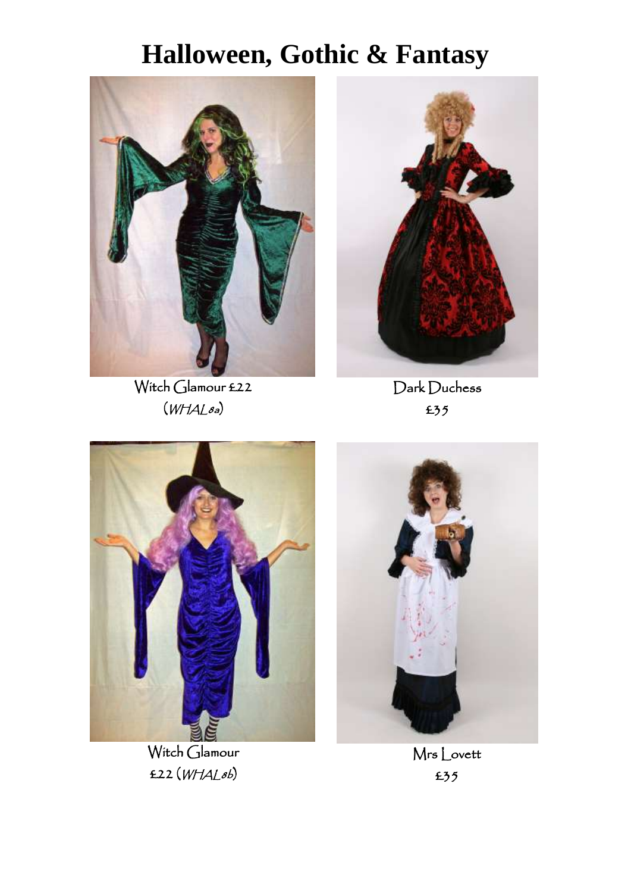# Halloween, Gothic & Fantasy

Witch Glamour £22
(*WHAL8a*)

Dark Duchess
£35

Witch Glamour
£22 (*WHAL8b*)

Mrs Lovett
£35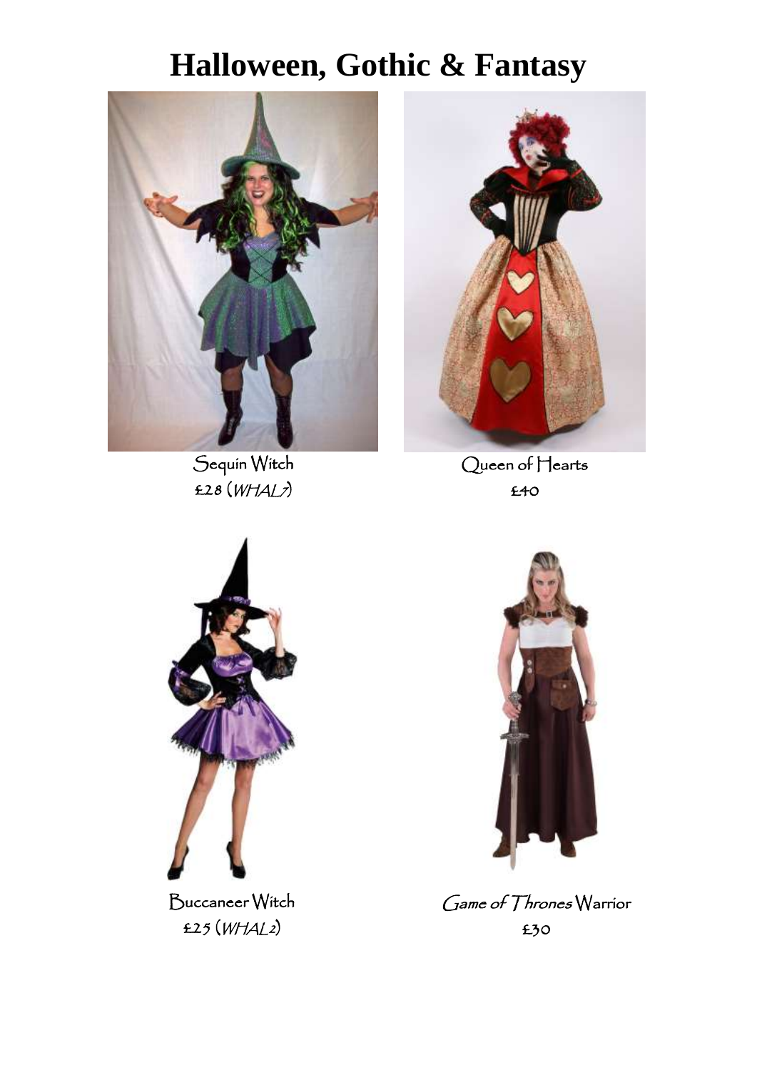# Halloween, Gothic & Fantasy

Sequin Witch
£28 (*WHAL7*)

Queen of Hearts
£40

Buccaneer Witch
£25 (*WHAL2*)

*Game of Thrones* Warrior
£30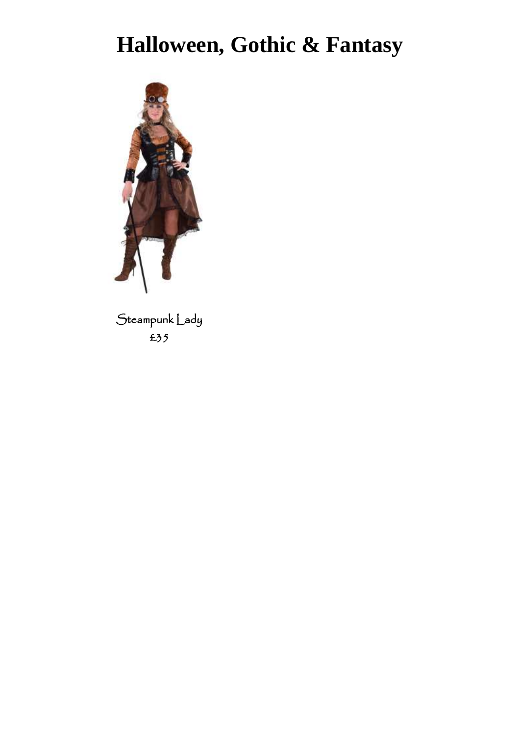# Halloween, Gothic & Fantasy

Steampunk Lady
£35